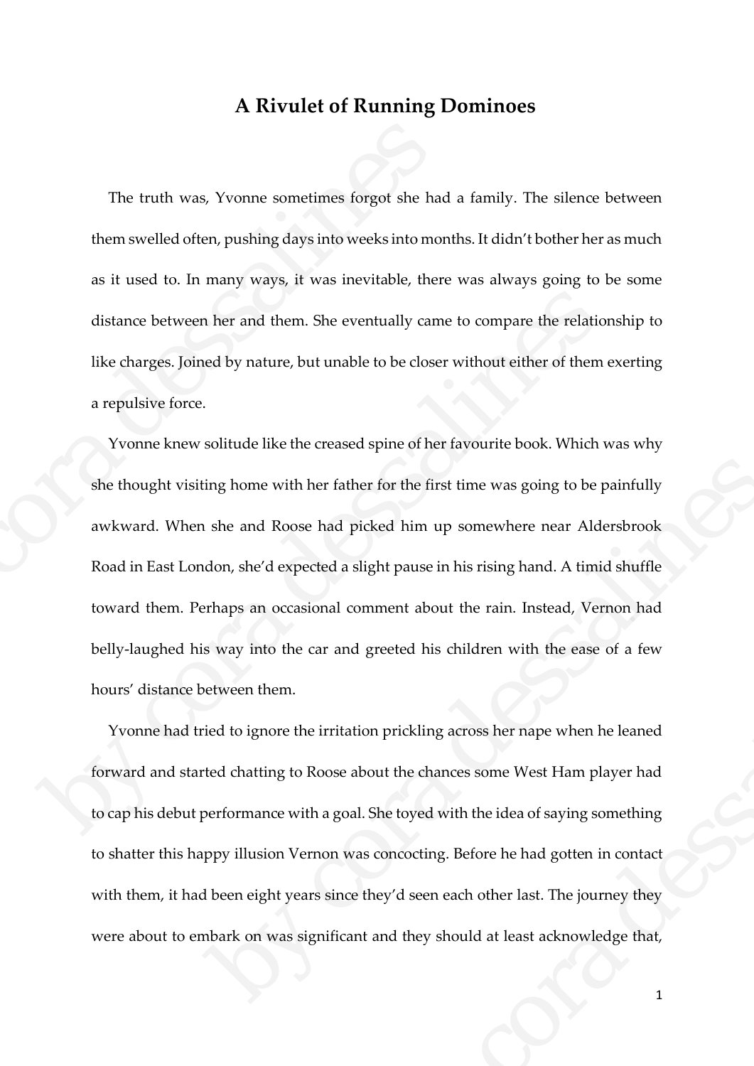# A Rivulet of Running Dominoes

The truth was, Yvonne sometimes forgot she had a family. The silence between them swelled often, pushing days into weeks into months. It didn't bother her as much as it used to. In many ways, it was inevitable, there was always going to be some distance between her and them. She eventually came to compare the relationship to like charges. Joined by nature, but unable to be closer without either of them exerting a repulsive force.

Yvonne knew solitude like the creased spine of her favourite book. Which was why she thought visiting home with her father for the first time was going to be painfully awkward. When she and Roose had picked him up somewhere near Aldersbrook Road in East London, she'd expected a slight pause in his rising hand. A timid shuffle toward them. Perhaps an occasional comment about the rain. Instead, Vernon had belly-laughed his way into the car and greeted his children with the ease of a few hours' distance between them.

Yvonne had tried to ignore the irritation prickling across her nape when he leaned forward and started chatting to Roose about the chances some West Ham player had to cap his debut performance with a goal. She toyed with the idea of saying something to shatter this happy illusion Vernon was concocting. Before he had gotten in contact with them, it had been eight years since they'd seen each other last. The journey they were about to embark on was significant and they should at least acknowledge that,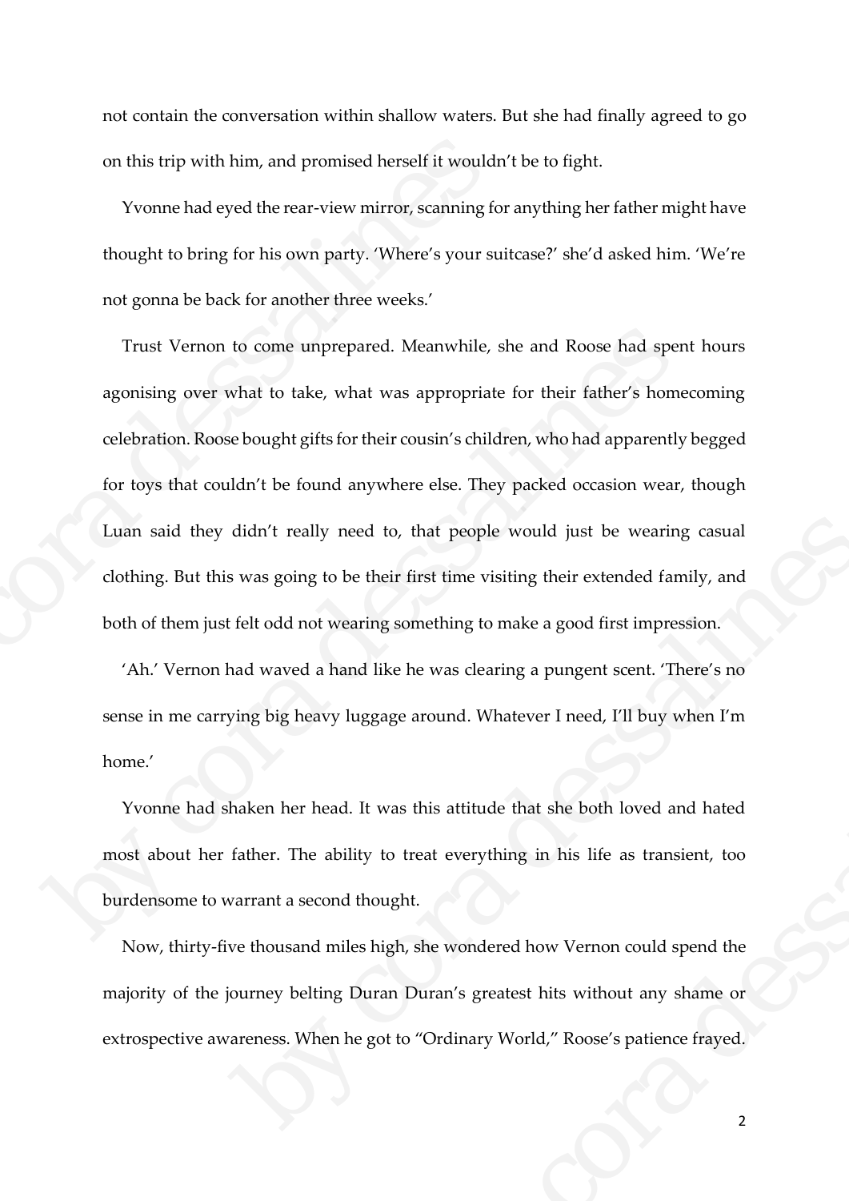not contain the conversation within shallow waters. But she had finally agreed to go on this trip with him, and promised herself it wouldn't be to fight.

Yvonne had eyed the rear-view mirror, scanning for anything her father might have thought to bring for his own party. 'Where's your suitcase?' she'd asked him. 'We're not gonna be back for another three weeks.'

Trust Vernon to come unprepared. Meanwhile, she and Roose had spent hours agonising over what to take, what was appropriate for their father's homecoming celebration. Roose bought gifts for their cousin's children, who had apparently begged for toys that couldn't be found anywhere else. They packed occasion wear, though Luan said they didn't really need to, that people would just be wearing casual clothing. But this was going to be their first time visiting their extended family, and both of them just felt odd not wearing something to make a good first impression.

'Ah.' Vernon had waved a hand like he was clearing a pungent scent. 'There's no sense in me carrying big heavy luggage around. Whatever I need, I'll buy when I'm home.'

Yvonne had shaken her head. It was this attitude that she both loved and hated most about her father. The ability to treat everything in his life as transient, too burdensome to warrant a second thought.

Now, thirty-five thousand miles high, she wondered how Vernon could spend the majority of the journey belting Duran Duran's greatest hits without any shame or extrospective awareness. When he got to "Ordinary World," Roose's patience frayed.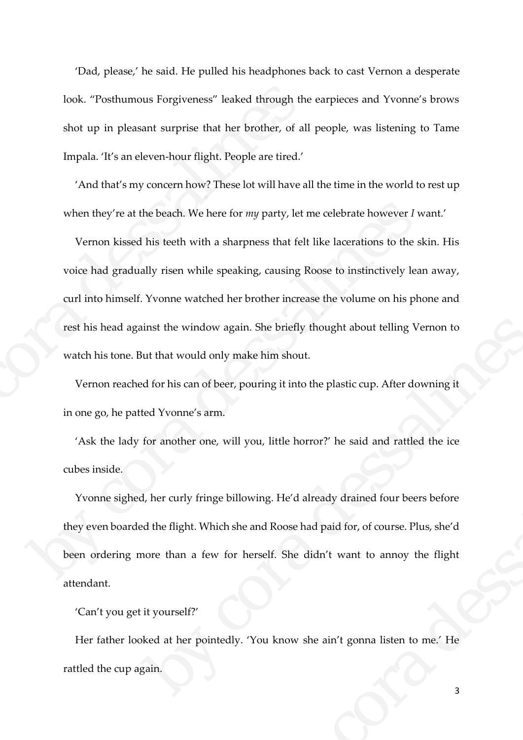'Dad, please,' he said. He pulled his headphones back to cast Vernon a desperate look. "Posthumous Forgiveness" leaked through the earpieces and Yvonne's brows shot up in pleasant surprise that her brother, of all people, was listening to Tame Impala. 'It's an eleven-hour flight. People are tired.'

'And that's my concern how? These lot will have all the time in the world to rest up when they're at the beach. We here for *my* party, let me celebrate however *I* want.'

Vernon kissed his teeth with a sharpness that felt like lacerations to the skin. His voice had gradually risen while speaking, causing Roose to instinctively lean away, curl into himself. Yvonne watched her brother increase the volume on his phone and rest his head against the window again. She briefly thought about telling Vernon to watch his tone. But that would only make him shout.

Vernon reached for his can of beer, pouring it into the plastic cup. After downing it in one go, he patted Yvonne's arm.

'Ask the lady for another one, will you, little horror?' he said and rattled the ice cubes inside.

Yvonne sighed, her curly fringe billowing. He'd already drained four beers before they even boarded the flight. Which she and Roose had paid for, of course. Plus, she'd been ordering more than a few for herself. She didn't want to annoy the flight attendant.

'Can't you get it yourself?'

Her father looked at her pointedly. 'You know she ain't gonna listen to me.' He rattled the cup again.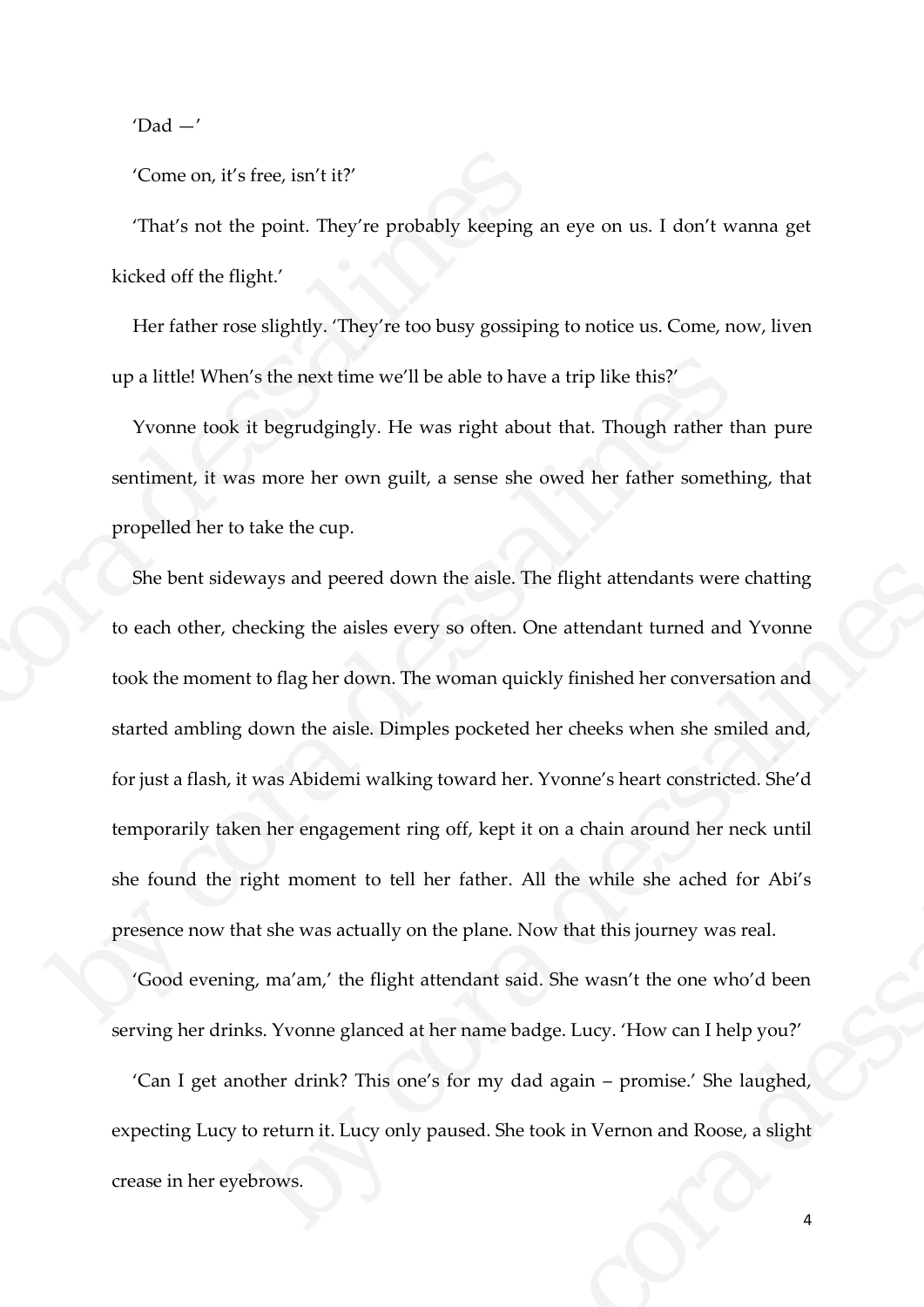'Dad —'

'Come on, it's free, isn't it?'

'That's not the point. They're probably keeping an eye on us. I don't wanna get kicked off the flight.'

Her father rose slightly. 'They're too busy gossiping to notice us. Come, now, liven up a little! When's the next time we'll be able to have a trip like this?'

Yvonne took it begrudgingly. He was right about that. Though rather than pure sentiment, it was more her own guilt, a sense she owed her father something, that propelled her to take the cup.

She bent sideways and peered down the aisle. The flight attendants were chatting to each other, checking the aisles every so often. One attendant turned and Yvonne took the moment to flag her down. The woman quickly finished her conversation and started ambling down the aisle. Dimples pocketed her cheeks when she smiled and, for just a flash, it was Abidemi walking toward her. Yvonne's heart constricted. She'd temporarily taken her engagement ring off, kept it on a chain around her neck until she found the right moment to tell her father. All the while she ached for Abi's presence now that she was actually on the plane. Now that this journey was real.

'Good evening, ma'am,' the flight attendant said. She wasn't the one who'd been serving her drinks. Yvonne glanced at her name badge. Lucy. 'How can I help you?'

'Can I get another drink? This one's for my dad again – promise.' She laughed, expecting Lucy to return it. Lucy only paused. She took in Vernon and Roose, a slight crease in her eyebrows.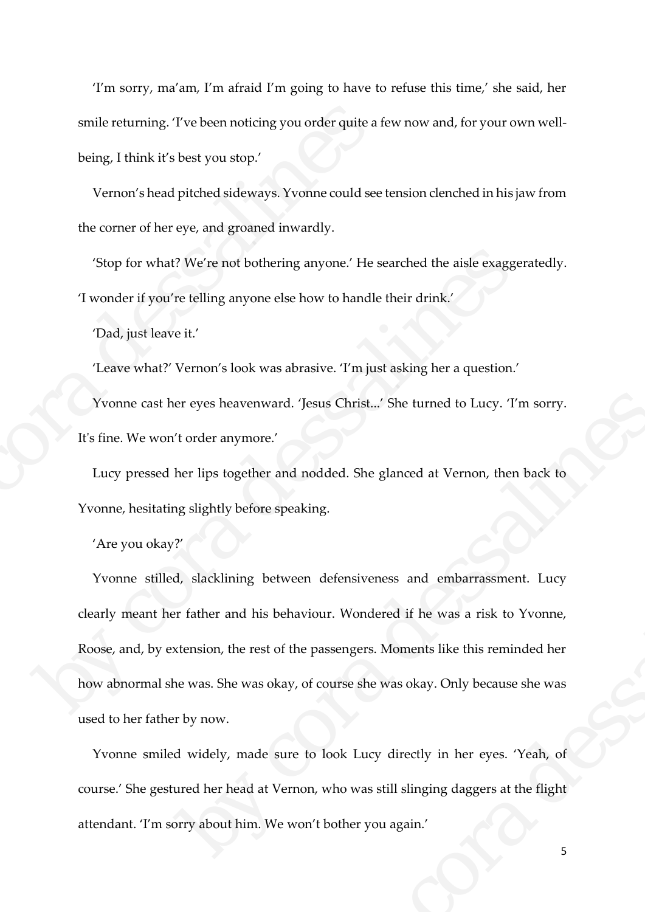'I'm sorry, ma'am, I'm afraid I'm going to have to refuse this time,' she said, her smile returning. 'I've been noticing you order quite a few now and, for your own well-being, I think it's best you stop.'

Vernon's head pitched sideways. Yvonne could see tension clenched in his jaw from the corner of her eye, and groaned inwardly.

'Stop for what? We're not bothering anyone.' He searched the aisle exaggeratedly. 'I wonder if you're telling anyone else how to handle their drink.'

'Dad, just leave it.'

'Leave what?' Vernon's look was abrasive. 'I'm just asking her a question.'

Yvonne cast her eyes heavenward. 'Jesus Christ...' She turned to Lucy. 'I'm sorry. It's fine. We won't order anymore.'

Lucy pressed her lips together and nodded. She glanced at Vernon, then back to Yvonne, hesitating slightly before speaking.

'Are you okay?'

Yvonne stilled, slacklining between defensiveness and embarrassment. Lucy clearly meant her father and his behaviour. Wondered if he was a risk to Yvonne, Roose, and, by extension, the rest of the passengers. Moments like this reminded her how abnormal she was. She was okay, of course she was okay. Only because she was used to her father by now.

Yvonne smiled widely, made sure to look Lucy directly in her eyes. 'Yeah, of course.' She gestured her head at Vernon, who was still slinging daggers at the flight attendant. 'I'm sorry about him. We won't bother you again.'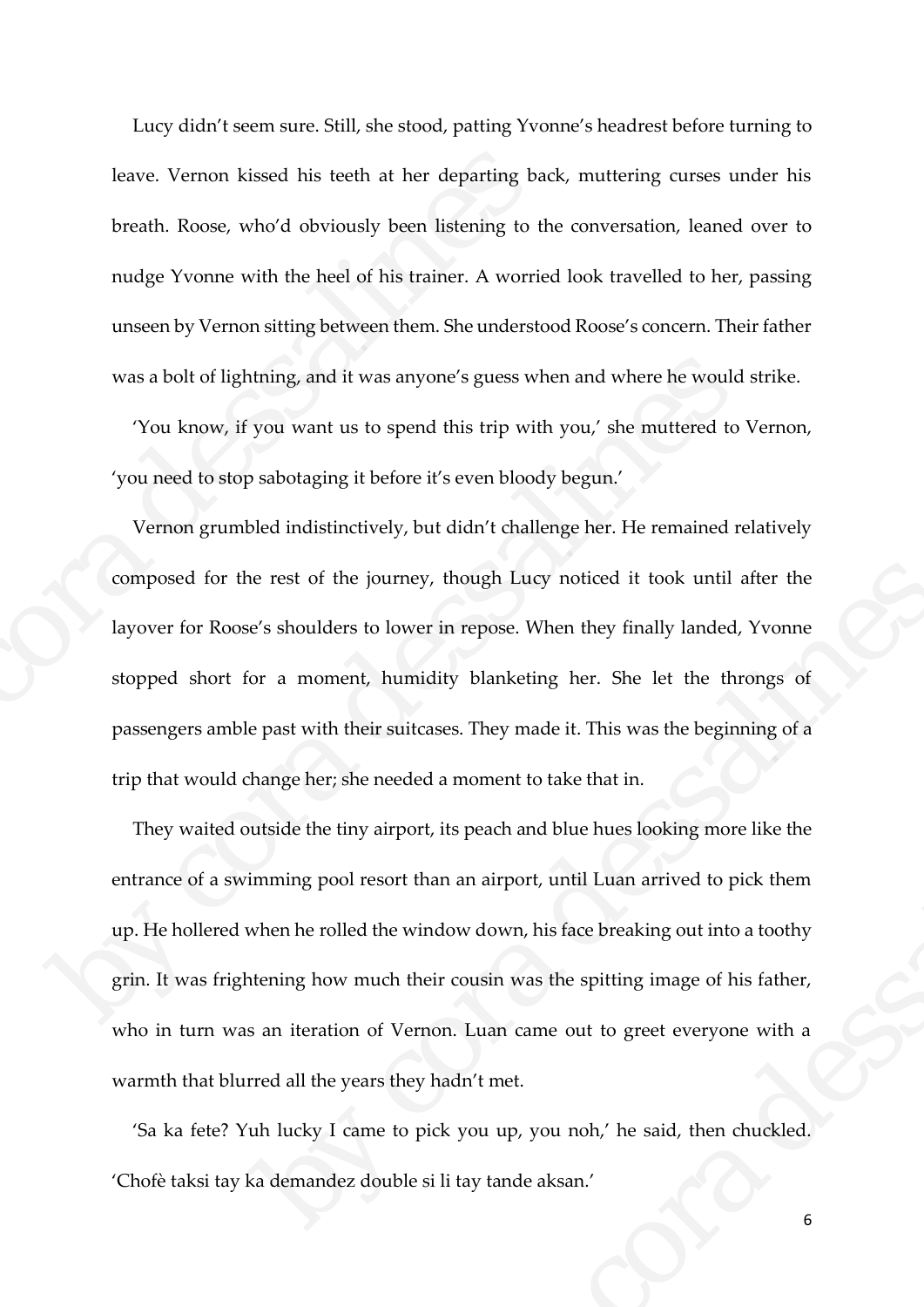Lucy didn't seem sure. Still, she stood, patting Yvonne's headrest before turning to leave. Vernon kissed his teeth at her departing back, muttering curses under his breath. Roose, who'd obviously been listening to the conversation, leaned over to nudge Yvonne with the heel of his trainer. A worried look travelled to her, passing unseen by Vernon sitting between them. She understood Roose's concern. Their father was a bolt of lightning, and it was anyone's guess when and where he would strike.

'You know, if you want us to spend this trip with you,' she muttered to Vernon, 'you need to stop sabotaging it before it's even bloody begun.'

Vernon grumbled indistinctively, but didn't challenge her. He remained relatively composed for the rest of the journey, though Lucy noticed it took until after the layover for Roose's shoulders to lower in repose. When they finally landed, Yvonne stopped short for a moment, humidity blanketing her. She let the throngs of passengers amble past with their suitcases. They made it. This was the beginning of a trip that would change her; she needed a moment to take that in.

They waited outside the tiny airport, its peach and blue hues looking more like the entrance of a swimming pool resort than an airport, until Luan arrived to pick them up. He hollered when he rolled the window down, his face breaking out into a toothy grin. It was frightening how much their cousin was the spitting image of his father, who in turn was an iteration of Vernon. Luan came out to greet everyone with a warmth that blurred all the years they hadn't met.

'Sa ka fete? Yuh lucky I came to pick you up, you noh,' he said, then chuckled. 'Chofè taksi tay ka demandez double si li tay tande aksan.'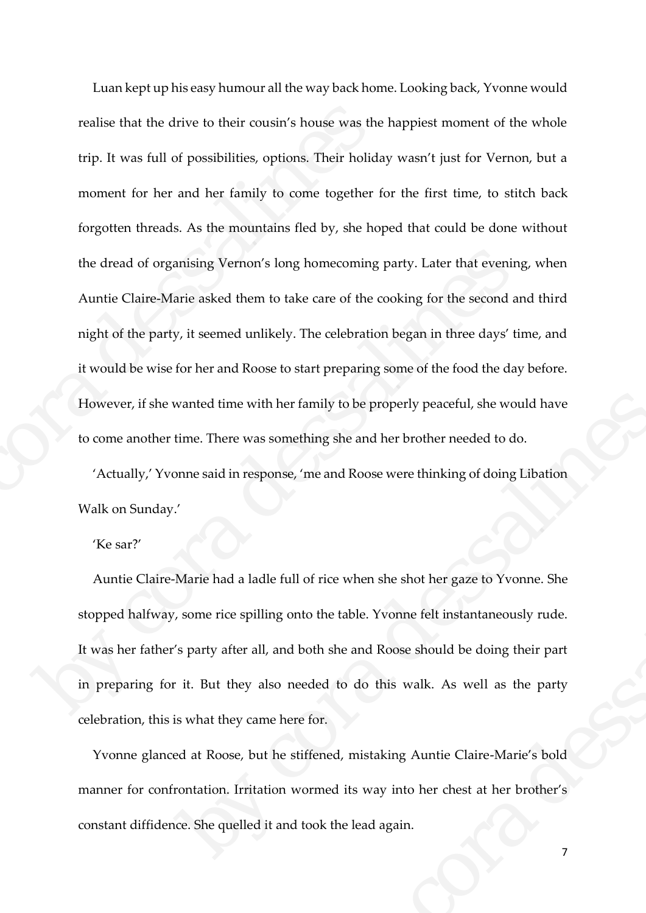Luan kept up his easy humour all the way back home. Looking back, Yvonne would realise that the drive to their cousin's house was the happiest moment of the whole trip. It was full of possibilities, options. Their holiday wasn't just for Vernon, but a moment for her and her family to come together for the first time, to stitch back forgotten threads. As the mountains fled by, she hoped that could be done without the dread of organising Vernon's long homecoming party. Later that evening, when Auntie Claire-Marie asked them to take care of the cooking for the second and third night of the party, it seemed unlikely. The celebration began in three days' time, and it would be wise for her and Roose to start preparing some of the food the day before. However, if she wanted time with her family to be properly peaceful, she would have to come another time. There was something she and her brother needed to do.

'Actually,' Yvonne said in response, 'me and Roose were thinking of doing Libation Walk on Sunday.'

'Ke sar?'

Auntie Claire-Marie had a ladle full of rice when she shot her gaze to Yvonne. She stopped halfway, some rice spilling onto the table. Yvonne felt instantaneously rude. It was her father's party after all, and both she and Roose should be doing their part in preparing for it. But they also needed to do this walk. As well as the party celebration, this is what they came here for.

Yvonne glanced at Roose, but he stiffened, mistaking Auntie Claire-Marie's bold manner for confrontation. Irritation wormed its way into her chest at her brother's constant diffidence. She quelled it and took the lead again.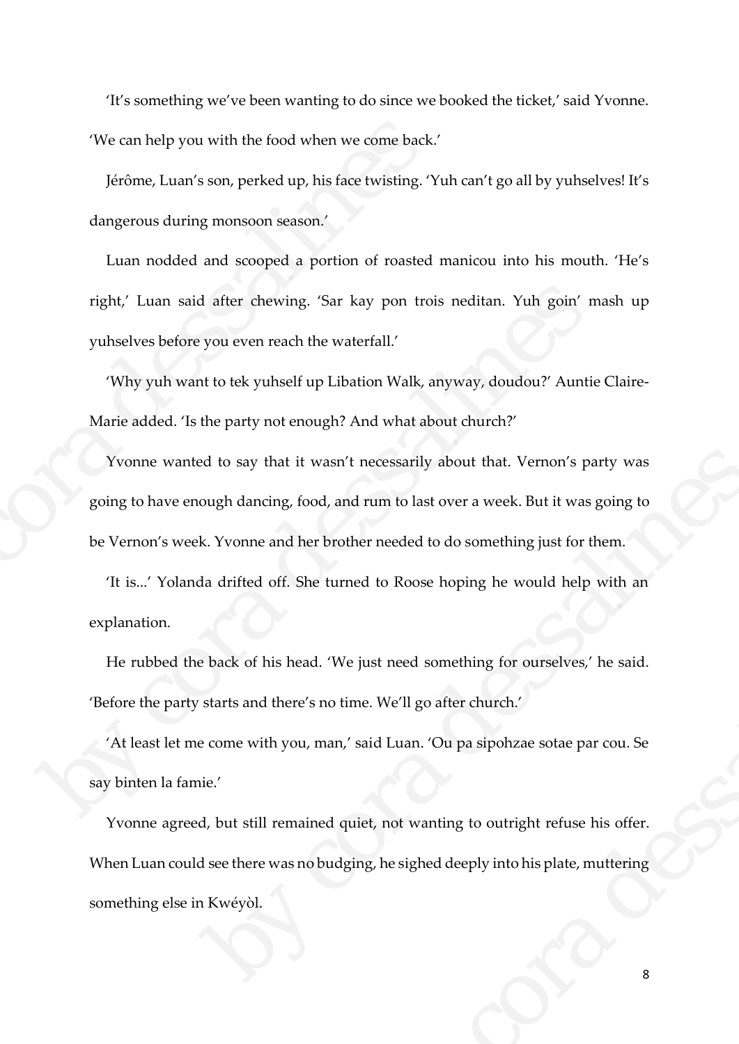'It's something we've been wanting to do since we booked the ticket,' said Yvonne. 'We can help you with the food when we come back.'

Jérôme, Luan's son, perked up, his face twisting. 'Yuh can't go all by yuhselves! It's dangerous during monsoon season.'

Luan nodded and scooped a portion of roasted manicou into his mouth. 'He's right,' Luan said after chewing. 'Sar kay pon trois neditan. Yuh goin' mash up yuhselves before you even reach the waterfall.'

'Why yuh want to tek yuhself up Libation Walk, anyway, doudou?' Auntie Claire-Marie added. 'Is the party not enough? And what about church?'

Yvonne wanted to say that it wasn't necessarily about that. Vernon's party was going to have enough dancing, food, and rum to last over a week. But it was going to be Vernon's week. Yvonne and her brother needed to do something just for them.

'It is...' Yolanda drifted off. She turned to Roose hoping he would help with an explanation.

He rubbed the back of his head. 'We just need something for ourselves,' he said. 'Before the party starts and there's no time. We'll go after church.'

'At least let me come with you, man,' said Luan. 'Ou pa sipohzae sotae par cou. Se say binten la famie.'

Yvonne agreed, but still remained quiet, not wanting to outright refuse his offer. When Luan could see there was no budging, he sighed deeply into his plate, muttering something else in Kwéyòl.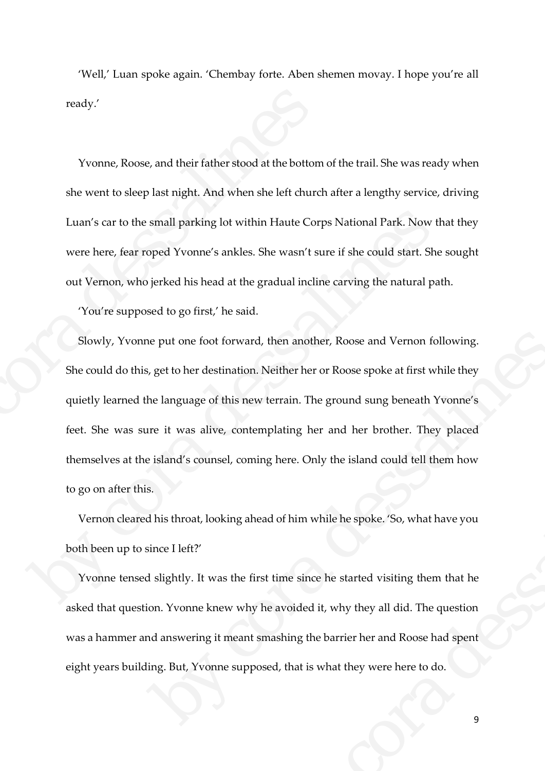'Well,' Luan spoke again. 'Chembay forte. Aben shemen movay. I hope you're all ready.'

Yvonne, Roose, and their father stood at the bottom of the trail. She was ready when she went to sleep last night. And when she left church after a lengthy service, driving Luan's car to the small parking lot within Haute Corps National Park. Now that they were here, fear roped Yvonne's ankles. She wasn't sure if she could start. She sought out Vernon, who jerked his head at the gradual incline carving the natural path.

'You're supposed to go first,' he said.

Slowly, Yvonne put one foot forward, then another, Roose and Vernon following. She could do this, get to her destination. Neither her or Roose spoke at first while they quietly learned the language of this new terrain. The ground sung beneath Yvonne's feet. She was sure it was alive, contemplating her and her brother. They placed themselves at the island's counsel, coming here. Only the island could tell them how to go on after this.

Vernon cleared his throat, looking ahead of him while he spoke. 'So, what have you both been up to since I left?'

Yvonne tensed slightly. It was the first time since he started visiting them that he asked that question. Yvonne knew why he avoided it, why they all did. The question was a hammer and answering it meant smashing the barrier her and Roose had spent eight years building. But, Yvonne supposed, that is what they were here to do.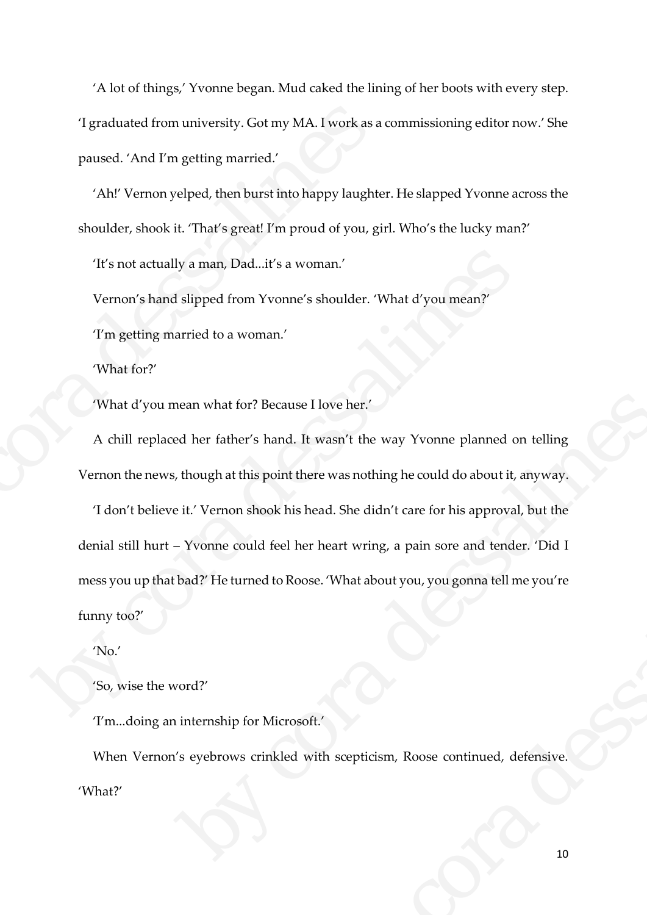'A lot of things,' Yvonne began. Mud caked the lining of her boots with every step. 'I graduated from university. Got my MA. I work as a commissioning editor now.' She paused. 'And I'm getting married.'

'Ah!' Vernon yelped, then burst into happy laughter. He slapped Yvonne across the shoulder, shook it. 'That's great! I'm proud of you, girl. Who's the lucky man?'

'It's not actually a man, Dad...it's a woman.'

Vernon's hand slipped from Yvonne's shoulder. 'What d'you mean?'

'I'm getting married to a woman.'

'What for?'

'What d'you mean what for? Because I love her.'

A chill replaced her father's hand. It wasn't the way Yvonne planned on telling Vernon the news, though at this point there was nothing he could do about it, anyway.

'I don't believe it.' Vernon shook his head. She didn't care for his approval, but the denial still hurt – Yvonne could feel her heart wring, a pain sore and tender. 'Did I mess you up that bad?' He turned to Roose. 'What about you, you gonna tell me you're funny too?'

'No.'

'So, wise the word?'

'I'm...doing an internship for Microsoft.'

When Vernon's eyebrows crinkled with scepticism, Roose continued, defensive. 'What?'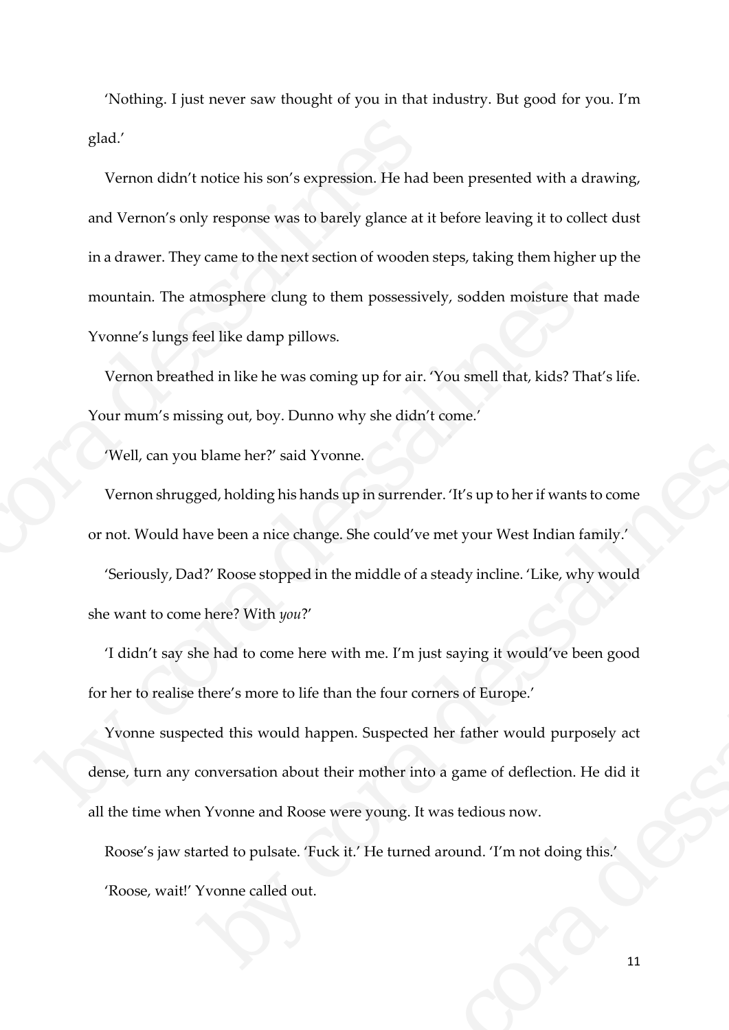'Nothing. I just never saw thought of you in that industry. But good for you. I'm glad.'

Vernon didn't notice his son's expression. He had been presented with a drawing, and Vernon's only response was to barely glance at it before leaving it to collect dust in a drawer. They came to the next section of wooden steps, taking them higher up the mountain. The atmosphere clung to them possessively, sodden moisture that made Yvonne's lungs feel like damp pillows.

Vernon breathed in like he was coming up for air. 'You smell that, kids? That's life. Your mum's missing out, boy. Dunno why she didn't come.'

'Well, can you blame her?' said Yvonne.

Vernon shrugged, holding his hands up in surrender. 'It's up to her if wants to come or not. Would have been a nice change. She could've met your West Indian family.'

'Seriously, Dad?' Roose stopped in the middle of a steady incline. 'Like, why would she want to come here? With *you*?'

'I didn't say she had to come here with me. I'm just saying it would've been good for her to realise there's more to life than the four corners of Europe.'

Yvonne suspected this would happen. Suspected her father would purposely act dense, turn any conversation about their mother into a game of deflection. He did it all the time when Yvonne and Roose were young. It was tedious now.

Roose's jaw started to pulsate. 'Fuck it.' He turned around. 'I'm not doing this.'

'Roose, wait!' Yvonne called out.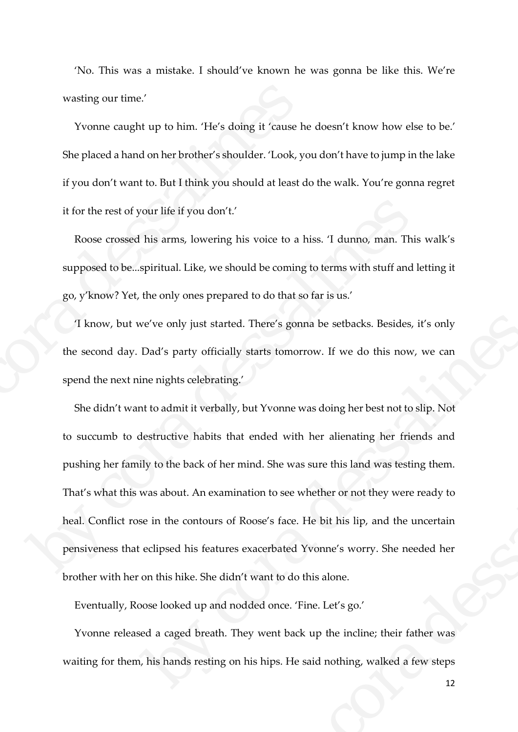'No. This was a mistake. I should've known he was gonna be like this. We're wasting our time.'

Yvonne caught up to him. 'He's doing it 'cause he doesn't know how else to be.' She placed a hand on her brother's shoulder. 'Look, you don't have to jump in the lake if you don't want to. But I think you should at least do the walk. You're gonna regret it for the rest of your life if you don't.'

Roose crossed his arms, lowering his voice to a hiss. 'I dunno, man. This walk's supposed to be...spiritual. Like, we should be coming to terms with stuff and letting it go, y'know? Yet, the only ones prepared to do that so far is us.'

'I know, but we've only just started. There's gonna be setbacks. Besides, it's only the second day. Dad's party officially starts tomorrow. If we do this now, we can spend the next nine nights celebrating.'

She didn't want to admit it verbally, but Yvonne was doing her best not to slip. Not to succumb to destructive habits that ended with her alienating her friends and pushing her family to the back of her mind. She was sure this land was testing them. That's what this was about. An examination to see whether or not they were ready to heal. Conflict rose in the contours of Roose's face. He bit his lip, and the uncertain pensiveness that eclipsed his features exacerbated Yvonne's worry. She needed her brother with her on this hike. She didn't want to do this alone.

Eventually, Roose looked up and nodded once. 'Fine. Let's go.'

Yvonne released a caged breath. They went back up the incline; their father was waiting for them, his hands resting on his hips. He said nothing, walked a few steps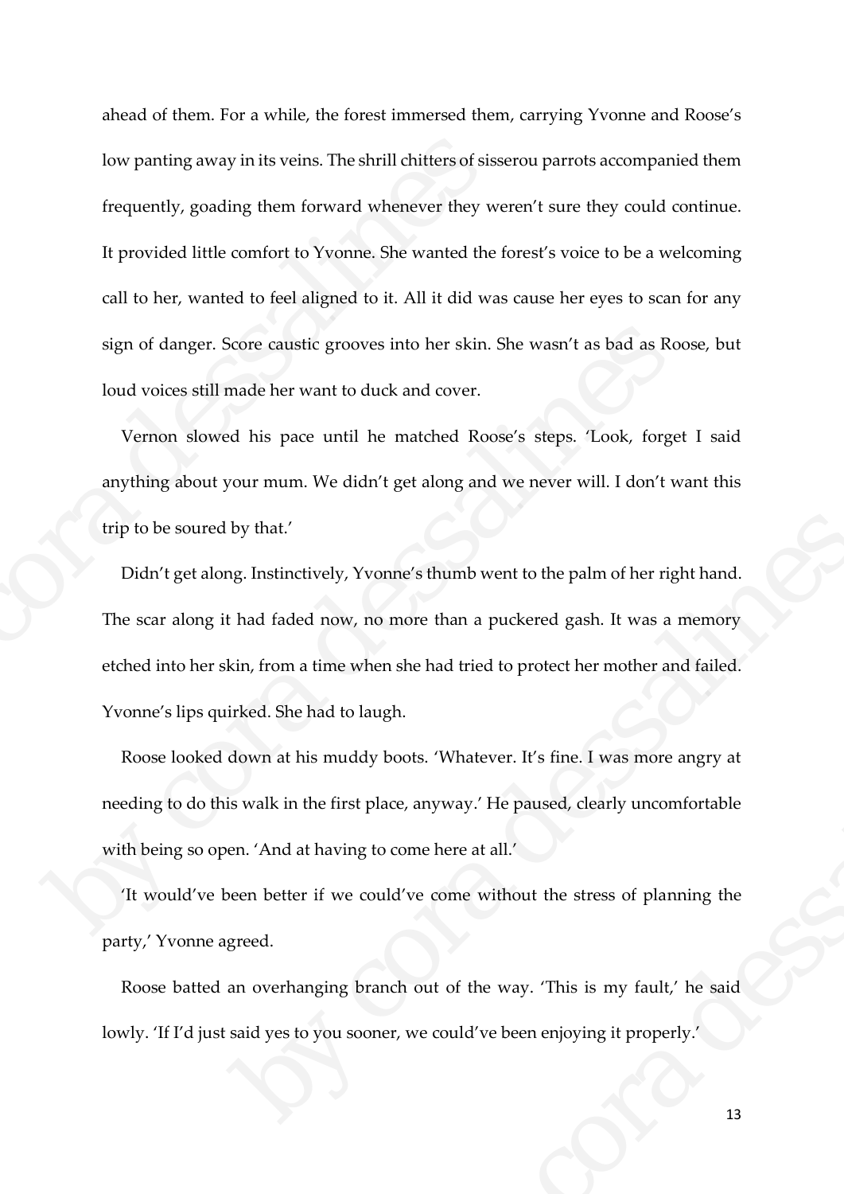ahead of them. For a while, the forest immersed them, carrying Yvonne and Roose's low panting away in its veins. The shrill chitters of sisserou parrots accompanied them frequently, goading them forward whenever they weren't sure they could continue. It provided little comfort to Yvonne. She wanted the forest's voice to be a welcoming call to her, wanted to feel aligned to it. All it did was cause her eyes to scan for any sign of danger. Score caustic grooves into her skin. She wasn't as bad as Roose, but loud voices still made her want to duck and cover.

Vernon slowed his pace until he matched Roose's steps. 'Look, forget I said anything about your mum. We didn't get along and we never will. I don't want this trip to be soured by that.'

Didn't get along. Instinctively, Yvonne's thumb went to the palm of her right hand. The scar along it had faded now, no more than a puckered gash. It was a memory etched into her skin, from a time when she had tried to protect her mother and failed. Yvonne's lips quirked. She had to laugh.

Roose looked down at his muddy boots. 'Whatever. It's fine. I was more angry at needing to do this walk in the first place, anyway.' He paused, clearly uncomfortable with being so open. 'And at having to come here at all.'

'It would've been better if we could've come without the stress of planning the party,' Yvonne agreed.

Roose batted an overhanging branch out of the way. 'This is my fault,' he said lowly. 'If I'd just said yes to you sooner, we could've been enjoying it properly.'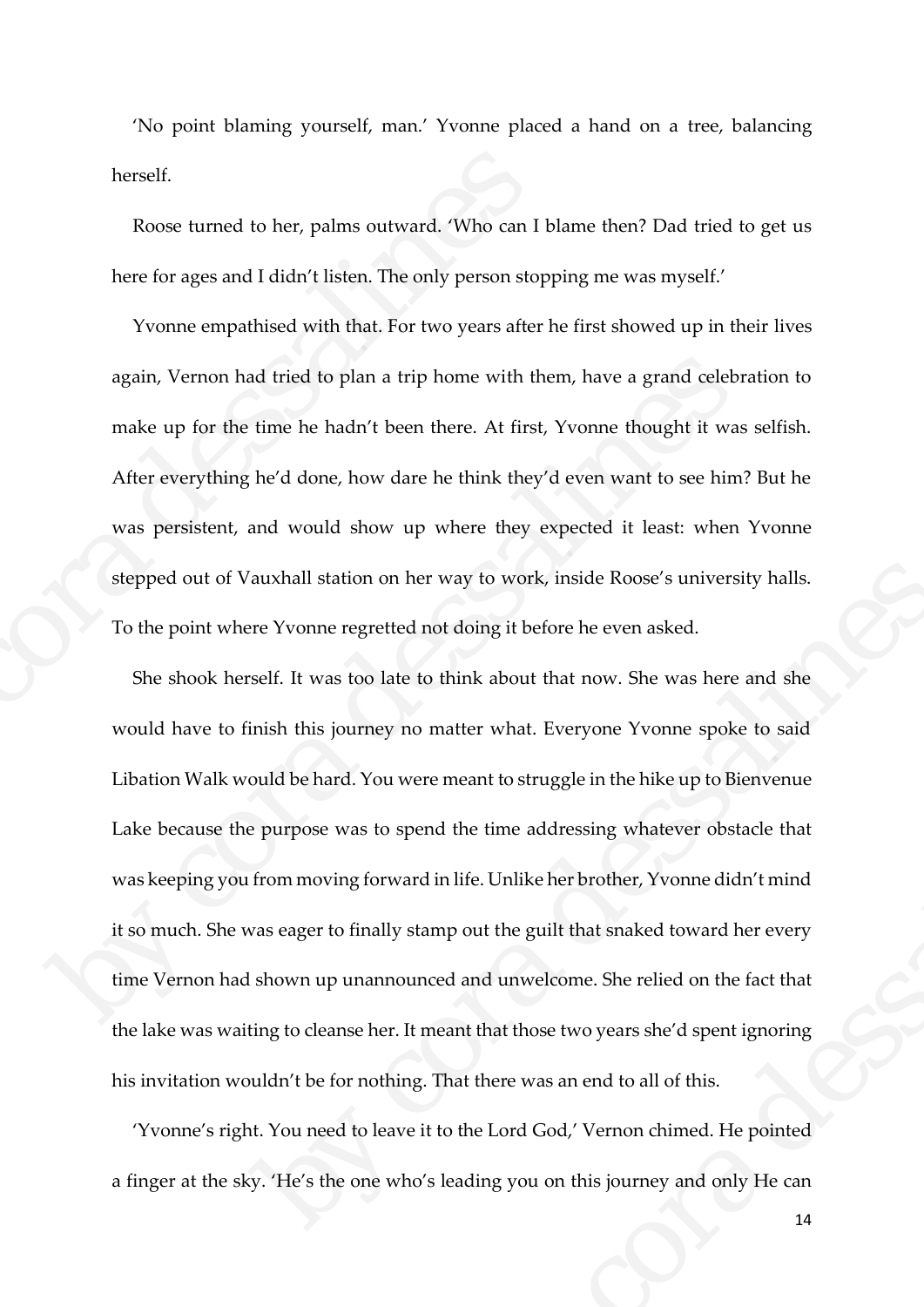'No point blaming yourself, man.' Yvonne placed a hand on a tree, balancing herself.

Roose turned to her, palms outward. 'Who can I blame then? Dad tried to get us here for ages and I didn't listen. The only person stopping me was myself.'

Yvonne empathised with that. For two years after he first showed up in their lives again, Vernon had tried to plan a trip home with them, have a grand celebration to make up for the time he hadn't been there. At first, Yvonne thought it was selfish. After everything he'd done, how dare he think they'd even want to see him? But he was persistent, and would show up where they expected it least: when Yvonne stepped out of Vauxhall station on her way to work, inside Roose's university halls. To the point where Yvonne regretted not doing it before he even asked.

She shook herself. It was too late to think about that now. She was here and she would have to finish this journey no matter what. Everyone Yvonne spoke to said Libation Walk would be hard. You were meant to struggle in the hike up to Bienvenue Lake because the purpose was to spend the time addressing whatever obstacle that was keeping you from moving forward in life. Unlike her brother, Yvonne didn't mind it so much. She was eager to finally stamp out the guilt that snaked toward her every time Vernon had shown up unannounced and unwelcome. She relied on the fact that the lake was waiting to cleanse her. It meant that those two years she'd spent ignoring his invitation wouldn't be for nothing. That there was an end to all of this.

'Yvonne's right. You need to leave it to the Lord God,' Vernon chimed. He pointed a finger at the sky. 'He's the one who's leading you on this journey and only He can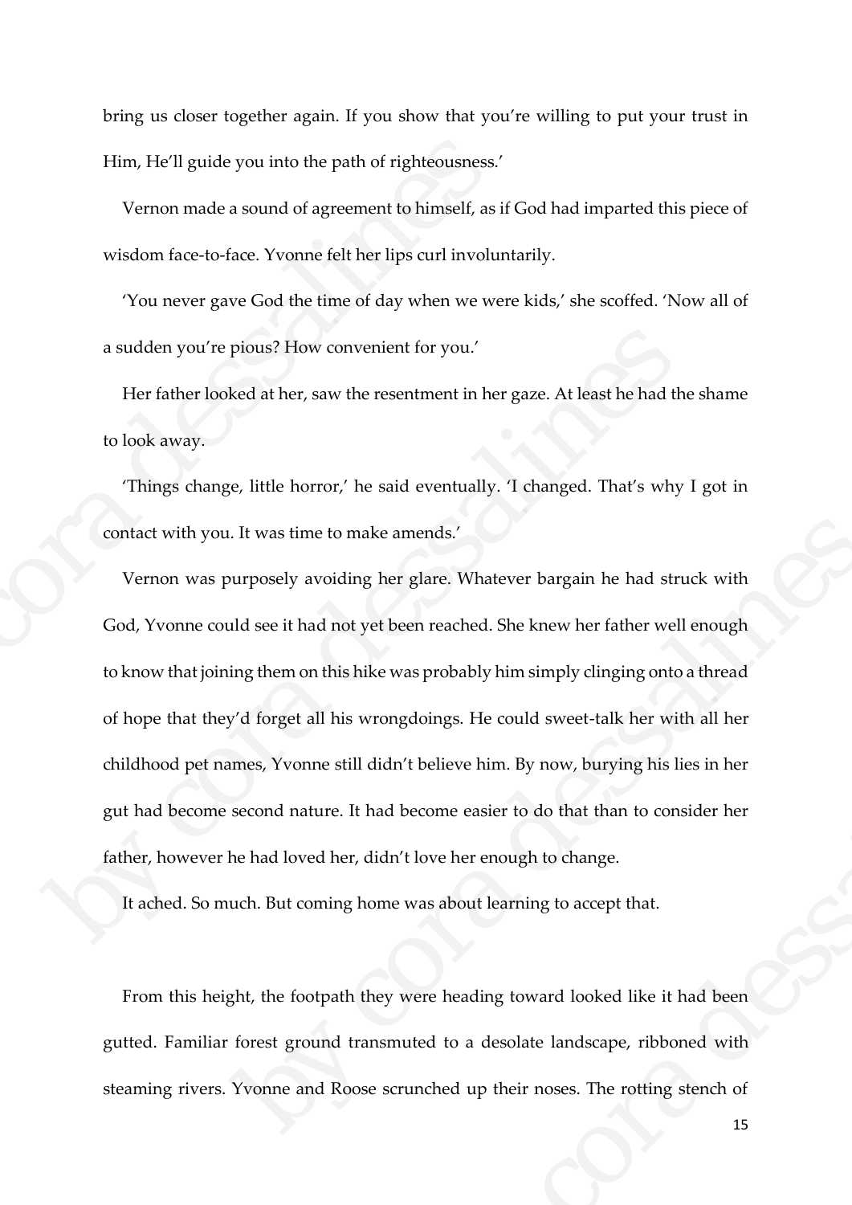bring us closer together again. If you show that you're willing to put your trust in Him, He'll guide you into the path of righteousness.'

Vernon made a sound of agreement to himself, as if God had imparted this piece of wisdom face-to-face. Yvonne felt her lips curl involuntarily.

'You never gave God the time of day when we were kids,' she scoffed. 'Now all of a sudden you're pious? How convenient for you.'

Her father looked at her, saw the resentment in her gaze. At least he had the shame to look away.

'Things change, little horror,' he said eventually. 'I changed. That's why I got in contact with you. It was time to make amends.'

Vernon was purposely avoiding her glare. Whatever bargain he had struck with God, Yvonne could see it had not yet been reached. She knew her father well enough to know that joining them on this hike was probably him simply clinging onto a thread of hope that they'd forget all his wrongdoings. He could sweet-talk her with all her childhood pet names, Yvonne still didn't believe him. By now, burying his lies in her gut had become second nature. It had become easier to do that than to consider her father, however he had loved her, didn't love her enough to change.

It ached. So much. But coming home was about learning to accept that.

From this height, the footpath they were heading toward looked like it had been gutted. Familiar forest ground transmuted to a desolate landscape, ribboned with steaming rivers. Yvonne and Roose scrunched up their noses. The rotting stench of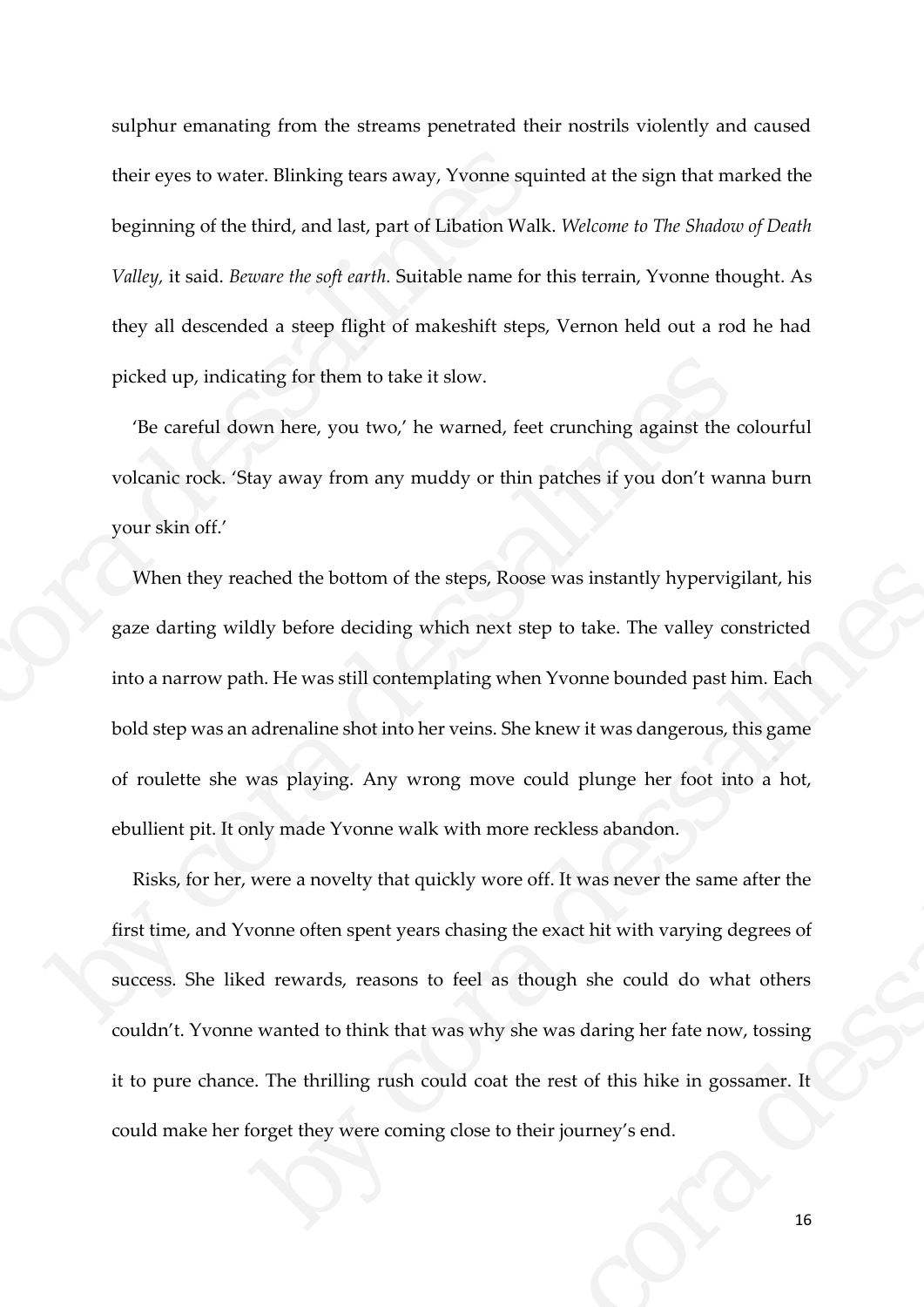sulphur emanating from the streams penetrated their nostrils violently and caused their eyes to water. Blinking tears away, Yvonne squinted at the sign that marked the beginning of the third, and last, part of Libation Walk. *Welcome to The Shadow of Death Valley,* it said. *Beware the soft earth.* Suitable name for this terrain, Yvonne thought. As they all descended a steep flight of makeshift steps, Vernon held out a rod he had picked up, indicating for them to take it slow.

'Be careful down here, you two,' he warned, feet crunching against the colourful volcanic rock. 'Stay away from any muddy or thin patches if you don't wanna burn your skin off.'

When they reached the bottom of the steps, Roose was instantly hypervigilant, his gaze darting wildly before deciding which next step to take. The valley constricted into a narrow path. He was still contemplating when Yvonne bounded past him. Each bold step was an adrenaline shot into her veins. She knew it was dangerous, this game of roulette she was playing. Any wrong move could plunge her foot into a hot, ebullient pit. It only made Yvonne walk with more reckless abandon.

Risks, for her, were a novelty that quickly wore off. It was never the same after the first time, and Yvonne often spent years chasing the exact hit with varying degrees of success. She liked rewards, reasons to feel as though she could do what others couldn't. Yvonne wanted to think that was why she was daring her fate now, tossing it to pure chance. The thrilling rush could coat the rest of this hike in gossamer. It could make her forget they were coming close to their journey's end.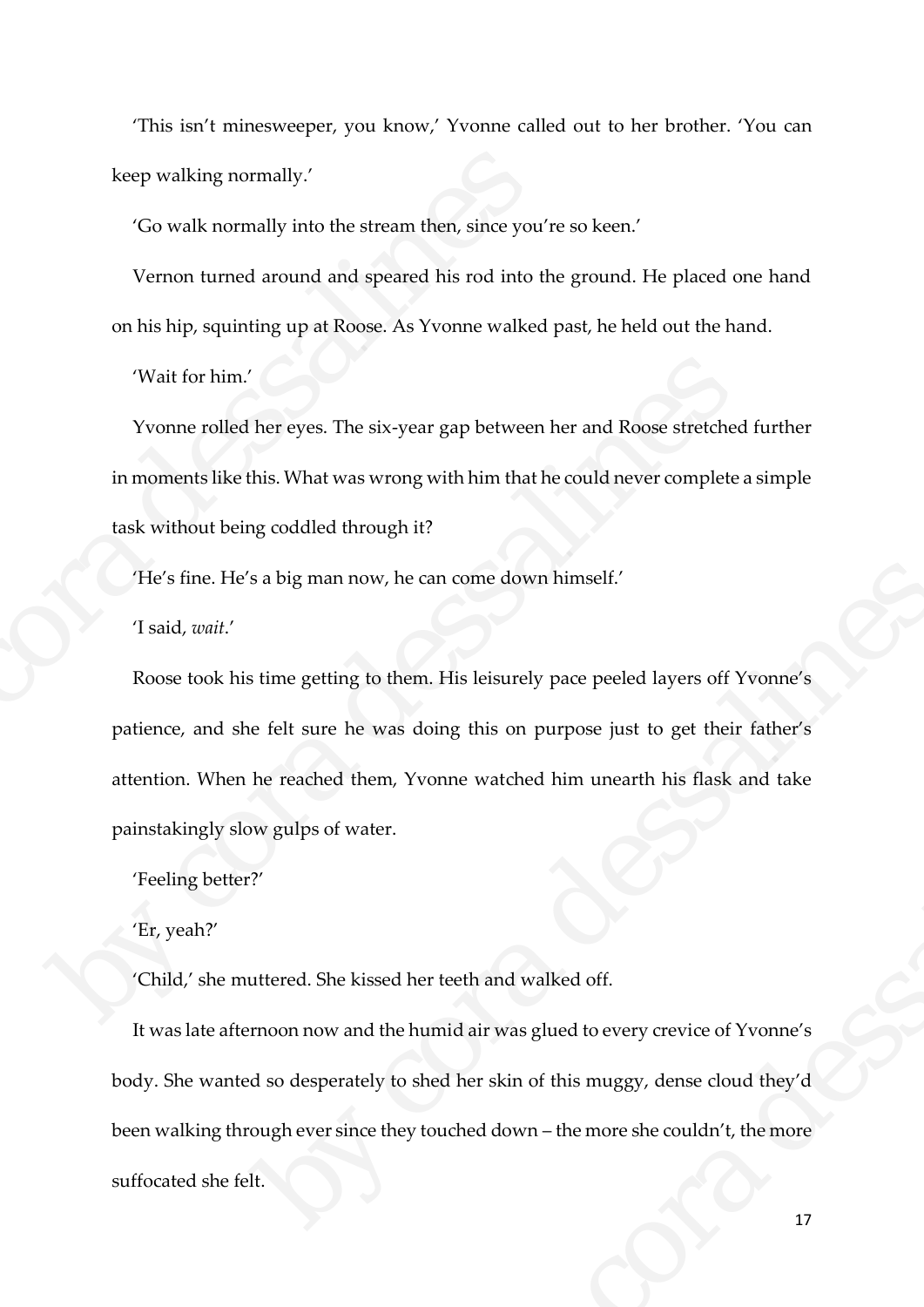'This isn't minesweeper, you know,' Yvonne called out to her brother. 'You can keep walking normally.'

'Go walk normally into the stream then, since you're so keen.'

Vernon turned around and speared his rod into the ground. He placed one hand on his hip, squinting up at Roose. As Yvonne walked past, he held out the hand.

'Wait for him.'

Yvonne rolled her eyes. The six-year gap between her and Roose stretched further in moments like this. What was wrong with him that he could never complete a simple task without being coddled through it?

'He's fine. He's a big man now, he can come down himself.'

'I said, *wait*.'

Roose took his time getting to them. His leisurely pace peeled layers off Yvonne's patience, and she felt sure he was doing this on purpose just to get their father's attention. When he reached them, Yvonne watched him unearth his flask and take painstakingly slow gulps of water.

'Feeling better?'

'Er, yeah?'

'Child,' she muttered. She kissed her teeth and walked off.

It was late afternoon now and the humid air was glued to every crevice of Yvonne's body. She wanted so desperately to shed her skin of this muggy, dense cloud they'd been walking through ever since they touched down – the more she couldn't, the more suffocated she felt.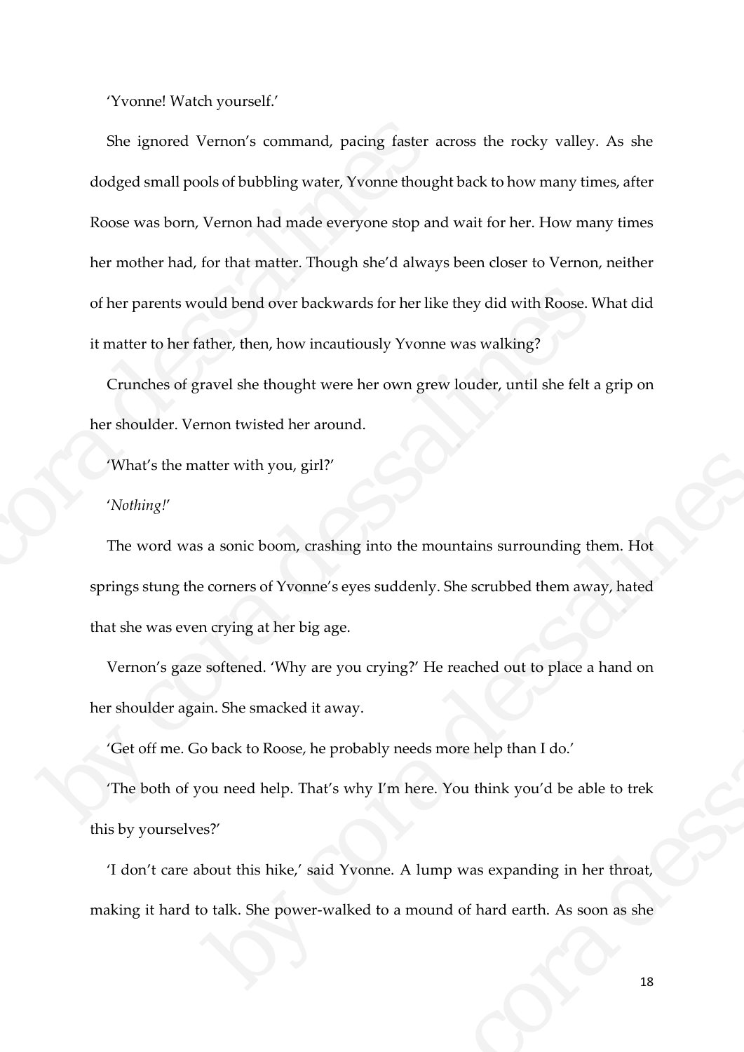'Yvonne! Watch yourself.'

She ignored Vernon's command, pacing faster across the rocky valley. As she dodged small pools of bubbling water, Yvonne thought back to how many times, after Roose was born, Vernon had made everyone stop and wait for her. How many times her mother had, for that matter. Though she'd always been closer to Vernon, neither of her parents would bend over backwards for her like they did with Roose. What did it matter to her father, then, how incautiously Yvonne was walking?

Crunches of gravel she thought were her own grew louder, until she felt a grip on her shoulder. Vernon twisted her around.

'What's the matter with you, girl?'

'*Nothing!*'

The word was a sonic boom, crashing into the mountains surrounding them. Hot springs stung the corners of Yvonne's eyes suddenly. She scrubbed them away, hated that she was even crying at her big age.

Vernon's gaze softened. 'Why are you crying?' He reached out to place a hand on her shoulder again. She smacked it away.

'Get off me. Go back to Roose, he probably needs more help than I do.'

'The both of you need help. That's why I'm here. You think you'd be able to trek this by yourselves?'

'I don't care about this hike,' said Yvonne. A lump was expanding in her throat, making it hard to talk. She power-walked to a mound of hard earth. As soon as she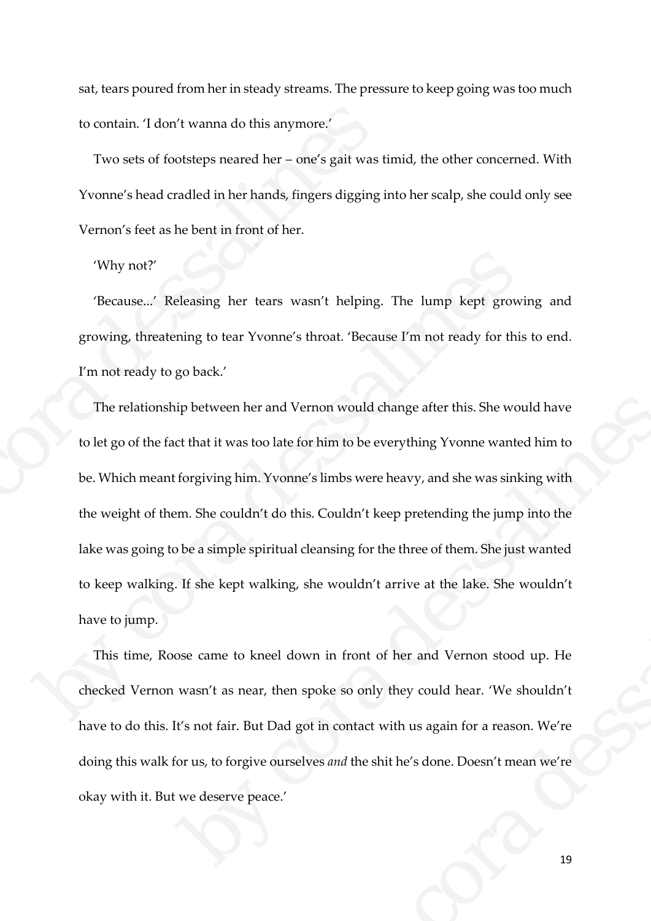sat, tears poured from her in steady streams. The pressure to keep going was too much to contain. 'I don't wanna do this anymore.'

Two sets of footsteps neared her – one's gait was timid, the other concerned. With Yvonne's head cradled in her hands, fingers digging into her scalp, she could only see Vernon's feet as he bent in front of her.

'Why not?'

'Because...' Releasing her tears wasn't helping. The lump kept growing and growing, threatening to tear Yvonne's throat. 'Because I'm not ready for this to end. I'm not ready to go back.'

The relationship between her and Vernon would change after this. She would have to let go of the fact that it was too late for him to be everything Yvonne wanted him to be. Which meant forgiving him. Yvonne's limbs were heavy, and she was sinking with the weight of them. She couldn't do this. Couldn't keep pretending the jump into the lake was going to be a simple spiritual cleansing for the three of them. She just wanted to keep walking. If she kept walking, she wouldn't arrive at the lake. She wouldn't have to jump.

This time, Roose came to kneel down in front of her and Vernon stood up. He checked Vernon wasn't as near, then spoke so only they could hear. 'We shouldn't have to do this. It's not fair. But Dad got in contact with us again for a reason. We're doing this walk for us, to forgive ourselves *and* the shit he's done. Doesn't mean we're okay with it. But we deserve peace.'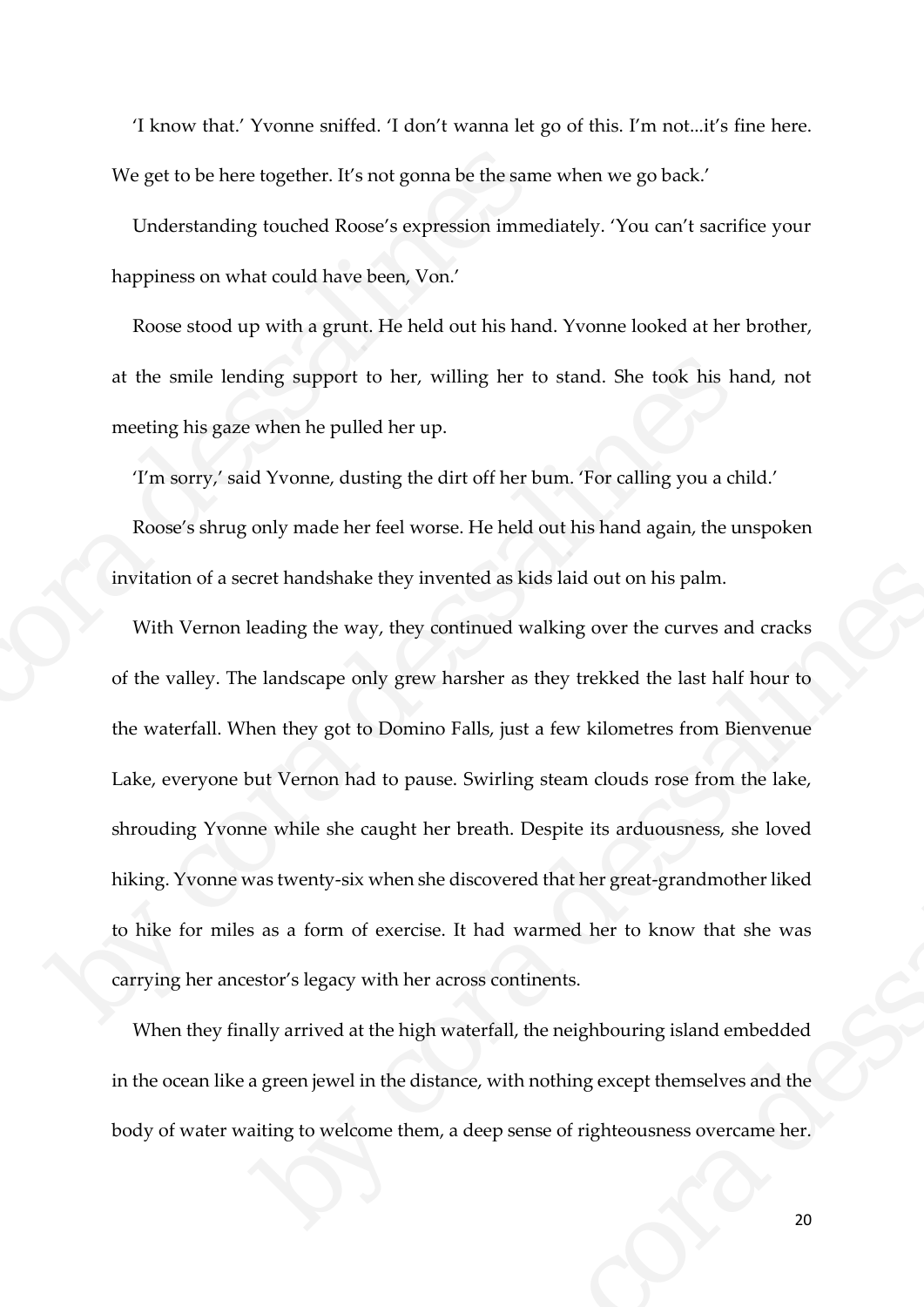'I know that.' Yvonne sniffed. 'I don't wanna let go of this. I'm not...it's fine here. We get to be here together. It's not gonna be the same when we go back.'

Understanding touched Roose's expression immediately. 'You can't sacrifice your happiness on what could have been, Von.'

Roose stood up with a grunt. He held out his hand. Yvonne looked at her brother, at the smile lending support to her, willing her to stand. She took his hand, not meeting his gaze when he pulled her up.

'I'm sorry,' said Yvonne, dusting the dirt off her bum. 'For calling you a child.'

Roose's shrug only made her feel worse. He held out his hand again, the unspoken invitation of a secret handshake they invented as kids laid out on his palm.

With Vernon leading the way, they continued walking over the curves and cracks of the valley. The landscape only grew harsher as they trekked the last half hour to the waterfall. When they got to Domino Falls, just a few kilometres from Bienvenue Lake, everyone but Vernon had to pause. Swirling steam clouds rose from the lake, shrouding Yvonne while she caught her breath. Despite its arduousness, she loved hiking. Yvonne was twenty-six when she discovered that her great-grandmother liked to hike for miles as a form of exercise. It had warmed her to know that she was carrying her ancestor's legacy with her across continents.

When they finally arrived at the high waterfall, the neighbouring island embedded in the ocean like a green jewel in the distance, with nothing except themselves and the body of water waiting to welcome them, a deep sense of righteousness overcame her.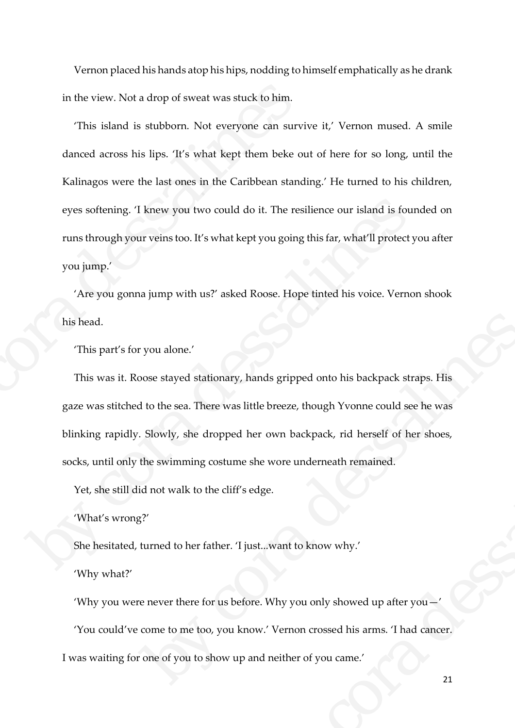Vernon placed his hands atop his hips, nodding to himself emphatically as he drank in the view. Not a drop of sweat was stuck to him.

'This island is stubborn. Not everyone can survive it,' Vernon mused. A smile danced across his lips. 'It's what kept them beke out of here for so long, until the Kalinagos were the last ones in the Caribbean standing.' He turned to his children, eyes softening. 'I knew you two could do it. The resilience our island is founded on runs through your veins too. It's what kept you going this far, what'll protect you after you jump.'

'Are you gonna jump with us?' asked Roose. Hope tinted his voice. Vernon shook his head.

'This part's for you alone.'

This was it. Roose stayed stationary, hands gripped onto his backpack straps. His gaze was stitched to the sea. There was little breeze, though Yvonne could see he was blinking rapidly. Slowly, she dropped her own backpack, rid herself of her shoes, socks, until only the swimming costume she wore underneath remained.

Yet, she still did not walk to the cliff's edge.

'What's wrong?'

She hesitated, turned to her father. 'I just...want to know why.'

'Why what?'

'Why you were never there for us before. Why you only showed up after you—'

'You could've come to me too, you know.' Vernon crossed his arms. 'I had cancer. I was waiting for one of you to show up and neither of you came.'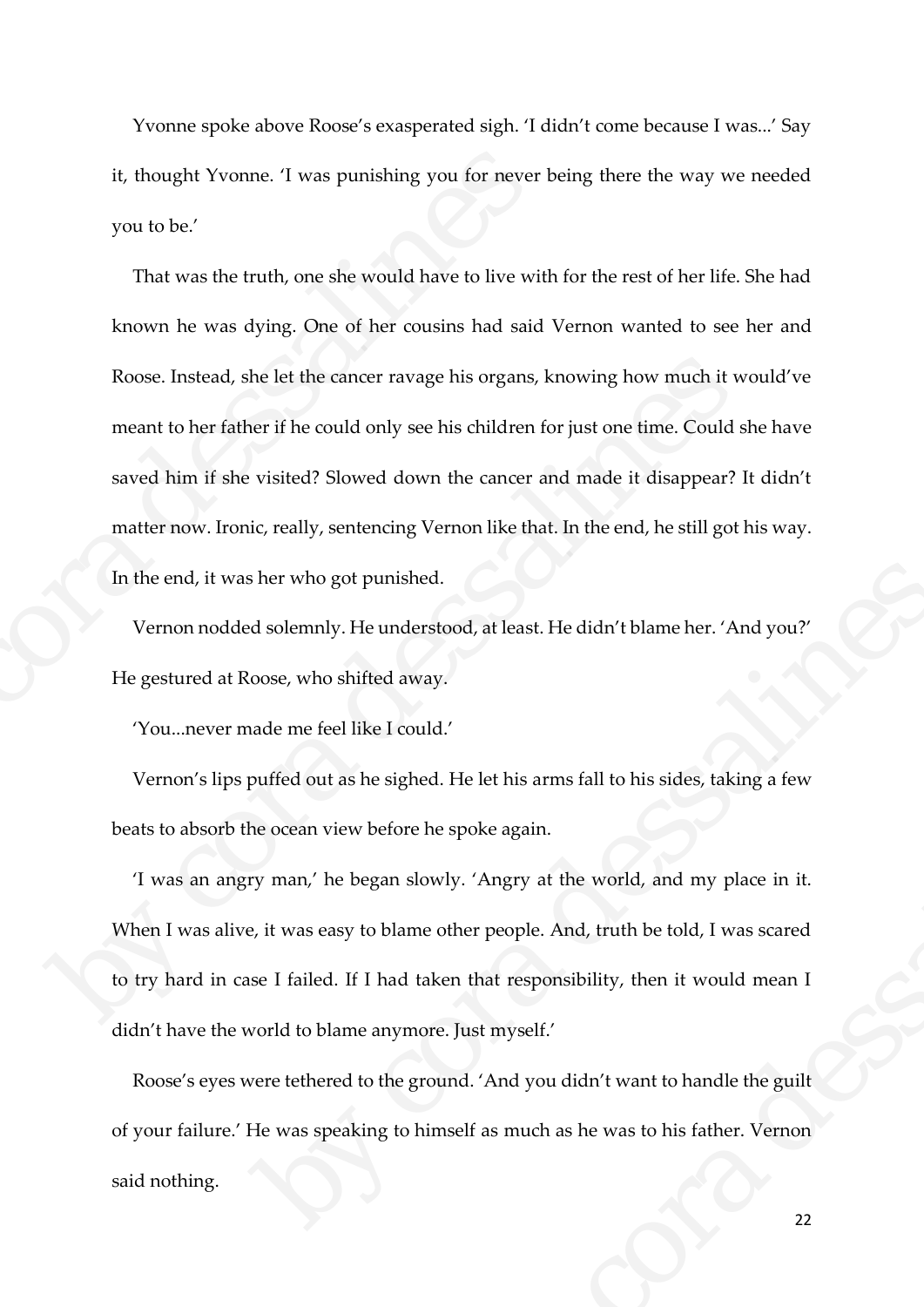Yvonne spoke above Roose's exasperated sigh. 'I didn't come because I was...' Say it, thought Yvonne. 'I was punishing you for never being there the way we needed you to be.'

That was the truth, one she would have to live with for the rest of her life. She had known he was dying. One of her cousins had said Vernon wanted to see her and Roose. Instead, she let the cancer ravage his organs, knowing how much it would've meant to her father if he could only see his children for just one time. Could she have saved him if she visited? Slowed down the cancer and made it disappear? It didn't matter now. Ironic, really, sentencing Vernon like that. In the end, he still got his way. In the end, it was her who got punished.

Vernon nodded solemnly. He understood, at least. He didn't blame her. 'And you?' He gestured at Roose, who shifted away.

'You...never made me feel like I could.'

Vernon's lips puffed out as he sighed. He let his arms fall to his sides, taking a few beats to absorb the ocean view before he spoke again.

'I was an angry man,' he began slowly. 'Angry at the world, and my place in it. When I was alive, it was easy to blame other people. And, truth be told, I was scared to try hard in case I failed. If I had taken that responsibility, then it would mean I didn't have the world to blame anymore. Just myself.'

Roose's eyes were tethered to the ground. 'And you didn't want to handle the guilt of your failure.' He was speaking to himself as much as he was to his father. Vernon said nothing.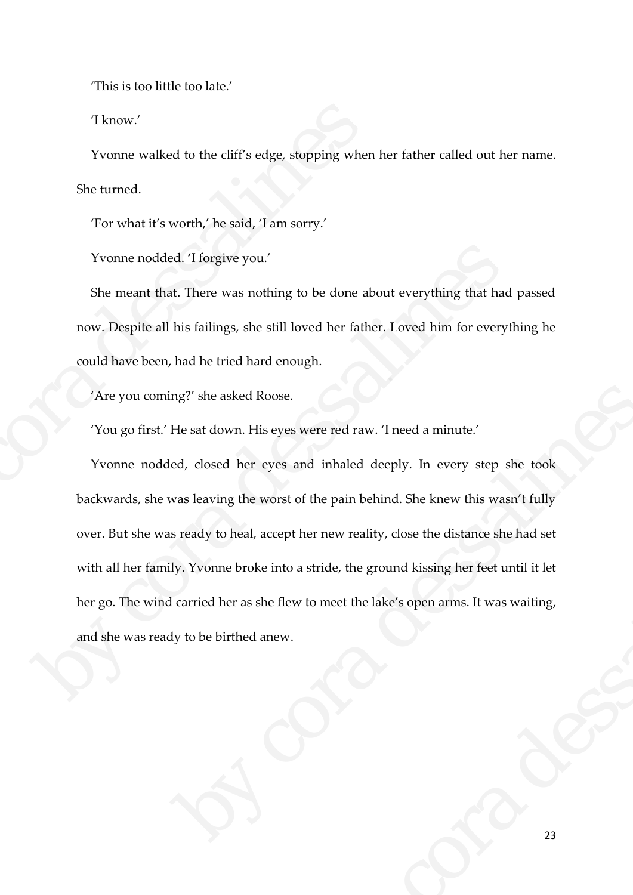'This is too little too late.'

'I know.'

Yvonne walked to the cliff's edge, stopping when her father called out her name. She turned.

'For what it's worth,' he said, 'I am sorry.'

Yvonne nodded. 'I forgive you.'

She meant that. There was nothing to be done about everything that had passed now. Despite all his failings, she still loved her father. Loved him for everything he could have been, had he tried hard enough.

'Are you coming?' she asked Roose.

'You go first.' He sat down. His eyes were red raw. 'I need a minute.'

Yvonne nodded, closed her eyes and inhaled deeply. In every step she took backwards, she was leaving the worst of the pain behind. She knew this wasn't fully over. But she was ready to heal, accept her new reality, close the distance she had set with all her family. Yvonne broke into a stride, the ground kissing her feet until it let her go. The wind carried her as she flew to meet the lake's open arms. It was waiting, and she was ready to be birthed anew.